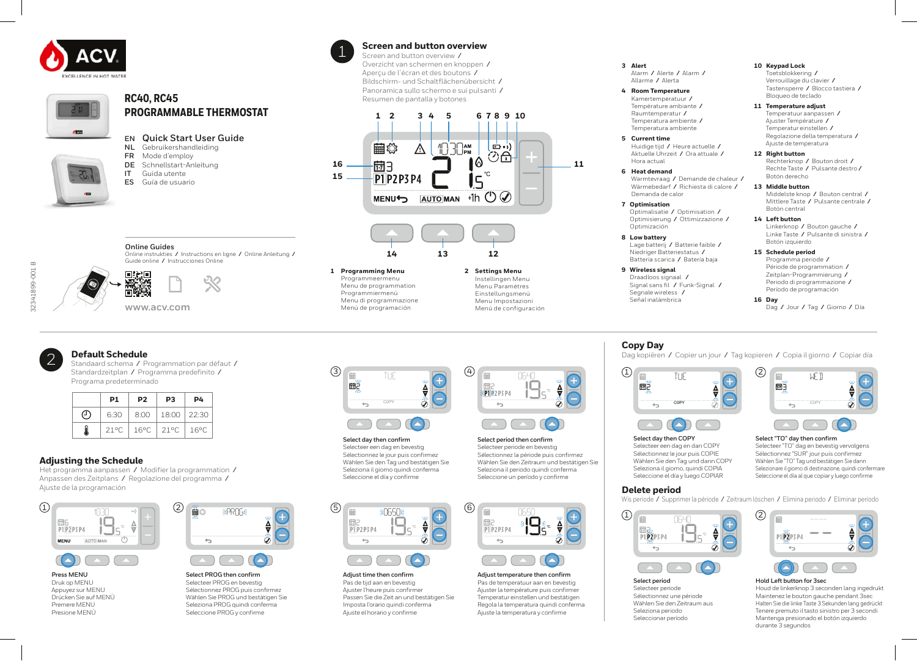ACV
EXCELLENCE IN HOT WATER

# RC40, RC45 PROGRAMMABLE THERMOSTAT

EN Quick Start User Guide
NL Gebruikershandleiding
FR Mode d'employ
DE Schnellstart-Anleitung
IT Guida utente
ES Guía de usuario

Online Guides
Online instrukties / Instructions en ligne / Online Anleitung / Guide online / Instrucciones Online

www.acv.com

32341899-001 B

## 1 Screen and button overview

Screen and button overview / Overzicht van schermen en knoppen / Aperçu de l'écran et des boutons / Bildschirm- und Schaltflächenübersicht / Panoramica sullo schermo e sui pulsanti / Resumen de pantalla y botones

1 **Programming Menu**
Programmeermenu
Menu de programmation
Programmiermenü
Menu di programmazione
Menú de programación

2 **Settings Menu**
Instellingen Menu
Menu Paramètres
Einstellungsmenü
Menu Impostazioni
Menú de configuración

3 **Alert**
Alarm / Alerte / Alarm / Allarme / Alerta

4 **Room Temperature**
Kamertemperatuur / Température ambiante / Raumtemperatur / Temperatura ambiente / Temperatura ambiente

5 **Current time**
Huidige tijd / Heure actuelle / Aktuelle Uhrzeit / Ora attuale / Hora actual

6 **Heat demand**
Warmtevraag / Demande de chaleur / Wärmebedarf / Richiesta di calore / Demanda de calor

7 **Optimisation**
Optimalisatie / Optimisation / Optimisierung / Ottimizzazione / Optimización

8 **Low battery**
Lage batterij / Batterie faible / Niedriger Batteriestatus / Batteria scarica / Batería baja

9 **Wireless signal**
Draadloos signaal / Signal sans fil / Funk-Signal / Segnale wireless / Señal inalámbrica

10 **Keypad Lock**
Toetsblokkering / Verrouillage du clavier / Tastensperre / Blocco tastiera / Bloqueo de teclado

11 **Temperature adjust**
Temperatuur aanpassen / Ajuster Température / Temperatur einstellen / Regolazione della temperatura / Ajuste de temperatura

12 **Right button**
Rechterknop / Bouton droit / Rechte Taste / Pulsante destro / Botón derecho

13 **Middle button**
Middelste knop / Bouton central / Mittlere Taste / Pulsante centrale / Botón central

14 **Left button**
Linkerknop / Bouton gauche / Linke Taste / Pulsante di sinistra / Botón izquierdo

15 **Schedule period**
Programma periode / Période de programmation / Zeitplan-Programmierung / Periodo di programmazione / Periodo de programación

16 **Day**
Dag / Jour / Tag / Giorno / Día

## 2 Default Schedule

Standaard schema / Programmation par défaut / Standardzeitplan / Programma predefinito / Programa predeterminado

| | P1 | P2 | P3 | P4 |
|---|---|---|---|---|
| 🕘 | 6:30 | 8:00 | 18:00 | 22:30 |
| 🌡 | 21°C | 16°C | 21°C | 16°C |

## Adjusting the Schedule

Het programma aanpassen / Modifier la programmation / Anpassen des Zeitplans / Regolazione del programma / Ajuste de la programación

① **Press MENU**
Druk op MENU
Appuyez sur MENU
Drücken Sie auf MENÜ
Premere MENU
Presione MENÚ

② **Select PROG then confirm**
Selecteer PROG en bevestig
Sélectionnez PROG puis confirmez
Wählen Sie PROG und bestätigen Sie
Seleziona PROG quindi conferma
Seleccione PROG y confirme

③ **Select day then confirm**
Selecteer een dag en bevestig
Sélectionnez le jour puis confirmez
Wählen Sie den Tag und bestätigen Sie
Seleziona il giorno quindi conferma
Seleccione el día y confirme

④ **Select period then confirm**
Selecteer periode en bevestig
Sélectionnez la période puis confirmez
Wählen Sie den Zeitraum und bestätigen Sie
Seleziona il periodo quindi conferma
Seleccione un período y confirme

⑤ **Adjust time then confirm**
Pas de tijd aan en bevestig
Ajuster l'heure puis confirmer
Passen Sie die Zeit an und bestätigen Sie
Imposta l'orario quindi conferma
Ajuste el horario y confirme

⑥ **Adjust temperature then confirm**
Pas de temperatuur aan en bevestig
Ajuster la température puis confirmer
Temperatur einstellen und bestätigen
Regola la temperatura quindi conferma
Ajuste la temperatura y confirme

## Copy Day

Dag kopiëren / Copier un jour / Tag kopieren / Copia il giorno / Copiar día

① **Select day then COPY**
Selecteer een dag en dan COPY
Sélectionnez le jour puis COPIE
Wählen Sie den Tag und dann COPY
Seleziona il giorno, quindi COPIA
Seleccione el día y luego COPIAR

② **Select "TO" day then confirm**
Selecteer "TO" dag en bevestig vervolgens
Sélectionnez "SUR" jour puis confirmez
Wählen Sie "TO" Tag und bestätigen Sie dann
Selezionare il giorno di destinazione, quindi confermare
Seleccione el día al que copiar y luego confirme

## Delete period

Wis periode / Supprimer la période / Zeitraum löschen / Elimina periodo / Eliminar período

① **Select period**
Selecteer periode
Sélectionnez une période
Wählen Sie den Zeitraum aus
Seleziona periodo
Seleccionar período

② **Hold Left button for 3sec**
Houd de linkerknop 3 seconden lang ingedrukt
Maintenez le bouton gauche pendant 3sec
Halten Sie die linke Taste 3 Sekunden lang gedrückt
Tenere premuto il tasto sinistro per 3 secondi
Mantenga presionado el botón izquierdo durante 3 segundos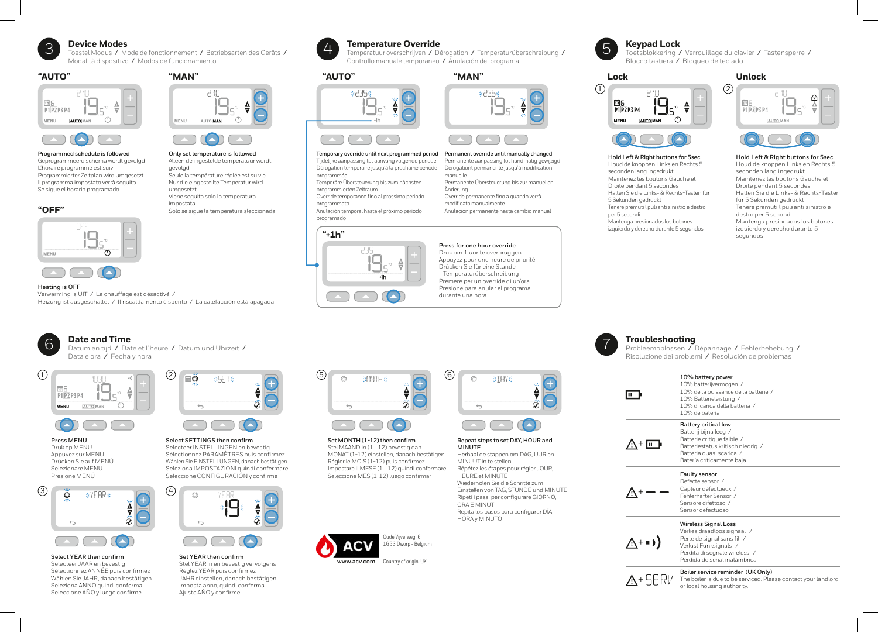## 3 Device Modes

Toestel Modus / Mode de fonctionnement / Betriebsarten des Geräts / Modalità dispositivo / Modos de funcionamiento

### “AUTO”

**Programmed schedule is followed**
Geprogrammeerd schema wordt gevolgd
L'horaire programmé est suivi
Programmierter Zeitplan wird umgesetzt
Il programma impostato verrà seguito
Se sigue el horario programado

### “MAN”

**Only set temperature is followed**
Alleen de ingestelde temperatuur wordt gevolgd
Seule la température réglée est suivie
Nur die eingestellte Temperatur wird umgesetzt
Viene seguita solo la temperatura impostata
Solo se sigue la temperatura seleccionada

### “OFF”

**Heating is OFF**
Verwarming is UIT / Le chauffage est désactivé / Heizung ist ausgeschaltet / Il riscaldamento è spento / La calefacción está apagada

## 4 Temperature Override

Temperatuur overschrijven / Dérogation / Temperaturüberschreibung / Controllo manuale temporaneo / Anulación del programa

### “AUTO”

**Temporary override until next programmed period**
Tijdelijke aanpassing tot aanvang volgende periode
Dérogation temporaire jusqu'à la prochaine période programmée
Temporäre Übersteuerung bis zum nächsten programmierten Zeitraum
Override temporaneo fino al prossimo periodo programmato
Anulación temporal hasta el próximo periodo programado

### “MAN”

**Permanent override until manually changed**
Permanente aanpassing tot handmatig gewijzigd
Dérogation permanente jusqu'à modification manuelle
Permanente Übersteuerung bis zur manuellen Änderung
Override permanente fino a quando verrà modificato manualmente
Anulación permanente hasta cambio manual

### “+1h”

**Press for one hour override**
Druk om 1 uur te overbruggen
Appuyez pour une heure de priorité
Drücken Sie für eine Stunde Temperaturüberschreibung
Premere per un override di un'ora
Presione para anular el programa durante una hora

## 5 Keypad Lock

Toetsblokkering / Verrouillage du clavier / Tastensperre / Blocco tastiera / Bloqueo de teclado

### Lock

**Hold Left & Right buttons for 5sec**
Houd de knoppen Links en Rechts 5 seconden lang ingedrukt
Maintenez les boutons Gauche et Droite pendant 5 secondes
Halten Sie die Links- & Rechts-Tasten für 5 Sekunden gedrückt
Tenere premuti I pulsanti sinistro e destro per 5 secondi
Mantenga presionados los botones izquierdo y derecho durante 5 segundos

### Unlock

**Hold Left & Right buttons for 5sec**
Houd de knoppen Links en Rechts 5 seconden lang ingedrukt
Maintenez les boutons Gauche et Droite pendant 5 secondes
Halten Sie die Links- & Rechts-Tasten für 5 Sekunden gedrückt
Tenere premuti I pulsanti sinistro e destro per 5 secondi
Mantenga presionados los botones izquierdo y derecho durante 5 segundos

## 6 Date and Time

Datum en tijd / Date et l'heure / Datum und Uhrzeit / Data e ora / Fecha y hora

1. **Press MENU**
Druk op MENU
Appuyez sur MENU
Drücken Sie auf MENÜ
Selezionare MENU
Presione MENÚ

2. **Select SETTINGS then confirm**
Selecteer INSTELLINGEN en bevestig
Sélectionnez PARAMÈTRES puis confirmez
Wählen Sie EINSTELLUNGEN, danach bestätigen
Seleziona IMPOSTAZIONI quindi confermare
Seleccione CONFIGURACIÓN y confirme

3. **Select YEAR then confirm**
Selecteer JAAR en bevestig
Sélectionnez ANNÉE puis confirmez
Wählen Sie JAHR, danach bestätigen
Seleziona ANNO quindi conferma
Seleccione AÑO y luego confirme

4. **Set YEAR then confirm**
Stel YEAR in en bevestig vervolgens
Réglez YEAR puis confirmez
JAHR einstellen, danach bestätigen
Imposta anno, quindi conferma
Ajuste AÑO y confirme

5. **Set MONTH (1–12) then confirm**
Stel MAAND in (1 - 12) bevestig dan
MONAT (1–12) einstellen, danach bestätigen
Régler le MOIS (1-12) puis confirmez
Impostare il MESE (1 - 12) quindi confermare
Seleccione MES (1–12) luego confirmar

6. **Repeat steps to set DAY, HOUR and MINUTE**
Herhaal de stappen om DAG, UUR en MINUUT in te stellen
Répétez les étapes pour régler JOUR, HEURE et MINUTE
Wiederholen Sie die Schritte zum Einstellen von TAG, STUNDE und MINUTE
Ripeti i passi per configurare GIORNO, ORA E MINUTI
Repita los pasos para configurar DÍA, HORA y MINUTO

ACV
www.acv.com
Oude Vijverweg, 6
1653 Dworp - Belgium
Country of origin: UK

## 7 Troubleshooting

Probleemoplossen / Dépannage / Fehlerbehebung / Risoluzione dei problemi / Resolución de problemas

**10% battery power**
10% batterijvermogen / 10% de la puissance de la batterie / 10% Batterieleistung / 10% di carica della batteria / 10% de batería

**Battery critical low**
Batterij bijna leeg / Batterie critique faible / Batteriestatus kritisch niedrig / Batteria quasi scarica / Batería críticamente baja

**Faulty sensor**
Defecte sensor / Capteur défectueux / Fehlerhafter Sensor / Sensore difettoso / Sensor defectuoso

**Wireless Signal Loss**
Verlies draadloos signaal / Perte de signal sans fil / Verlust Funksignals / Perdita di segnale wireless / Pérdida de señal inalámbrica

**Boiler service reminder (UK Only)**
The boiler is due to be serviced. Please contact your landlord or local housing authority.